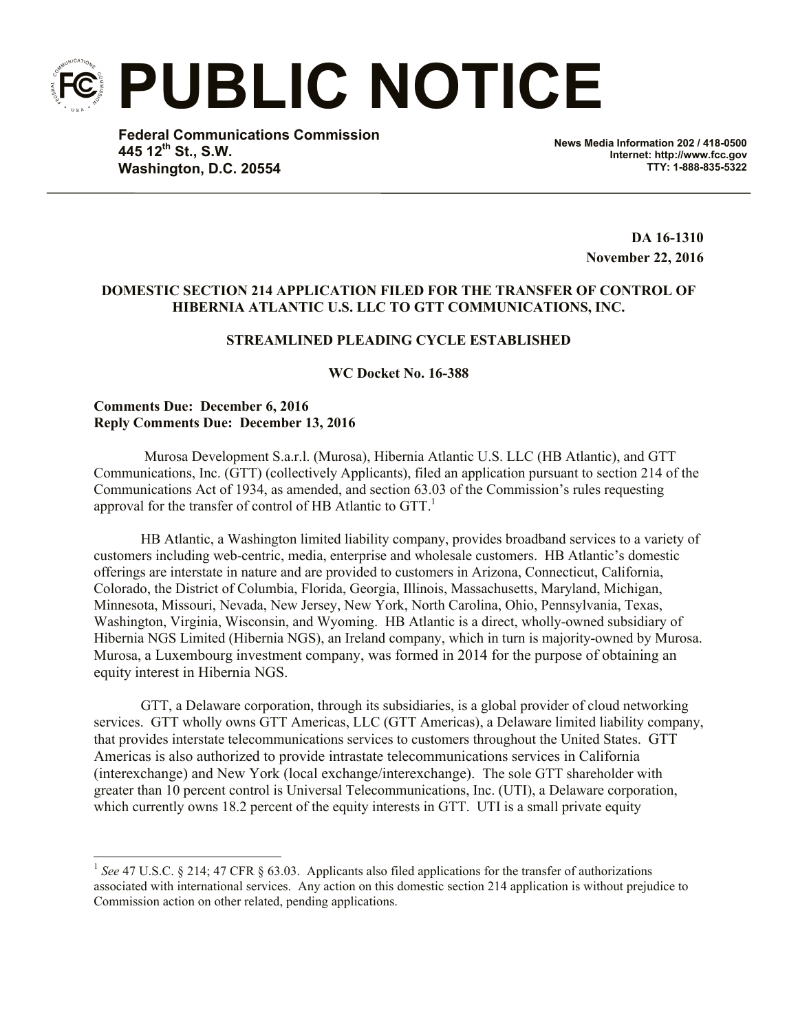# PUBLIC NOTICE

**Federal Communications Commission**
**445 12th St., S.W.**
**Washington, D.C. 20554**

**News Media Information 202 / 418-0500**
**Internet: http://www.fcc.gov**
**TTY: 1-888-835-5322**

**DA 16-1310**
**November 22, 2016**

**DOMESTIC SECTION 214 APPLICATION FILED FOR THE TRANSFER OF CONTROL OF HIBERNIA ATLANTIC U.S. LLC TO GTT COMMUNICATIONS, INC.**

**STREAMLINED PLEADING CYCLE ESTABLISHED**

**WC Docket No. 16-388**

**Comments Due: December 6, 2016**
**Reply Comments Due: December 13, 2016**

Murosa Development S.a.r.l. (Murosa), Hibernia Atlantic U.S. LLC (HB Atlantic), and GTT Communications, Inc. (GTT) (collectively Applicants), filed an application pursuant to section 214 of the Communications Act of 1934, as amended, and section 63.03 of the Commission's rules requesting approval for the transfer of control of HB Atlantic to GTT.[1]

HB Atlantic, a Washington limited liability company, provides broadband services to a variety of customers including web-centric, media, enterprise and wholesale customers. HB Atlantic's domestic offerings are interstate in nature and are provided to customers in Arizona, Connecticut, California, Colorado, the District of Columbia, Florida, Georgia, Illinois, Massachusetts, Maryland, Michigan, Minnesota, Missouri, Nevada, New Jersey, New York, North Carolina, Ohio, Pennsylvania, Texas, Washington, Virginia, Wisconsin, and Wyoming. HB Atlantic is a direct, wholly-owned subsidiary of Hibernia NGS Limited (Hibernia NGS), an Ireland company, which in turn is majority-owned by Murosa. Murosa, a Luxembourg investment company, was formed in 2014 for the purpose of obtaining an equity interest in Hibernia NGS.

GTT, a Delaware corporation, through its subsidiaries, is a global provider of cloud networking services. GTT wholly owns GTT Americas, LLC (GTT Americas), a Delaware limited liability company, that provides interstate telecommunications services to customers throughout the United States. GTT Americas is also authorized to provide intrastate telecommunications services in California (interexchange) and New York (local exchange/interexchange). The sole GTT shareholder with greater than 10 percent control is Universal Telecommunications, Inc. (UTI), a Delaware corporation, which currently owns 18.2 percent of the equity interests in GTT. UTI is a small private equity

[1] *See* 47 U.S.C. § 214; 47 CFR § 63.03. Applicants also filed applications for the transfer of authorizations associated with international services. Any action on this domestic section 214 application is without prejudice to Commission action on other related, pending applications.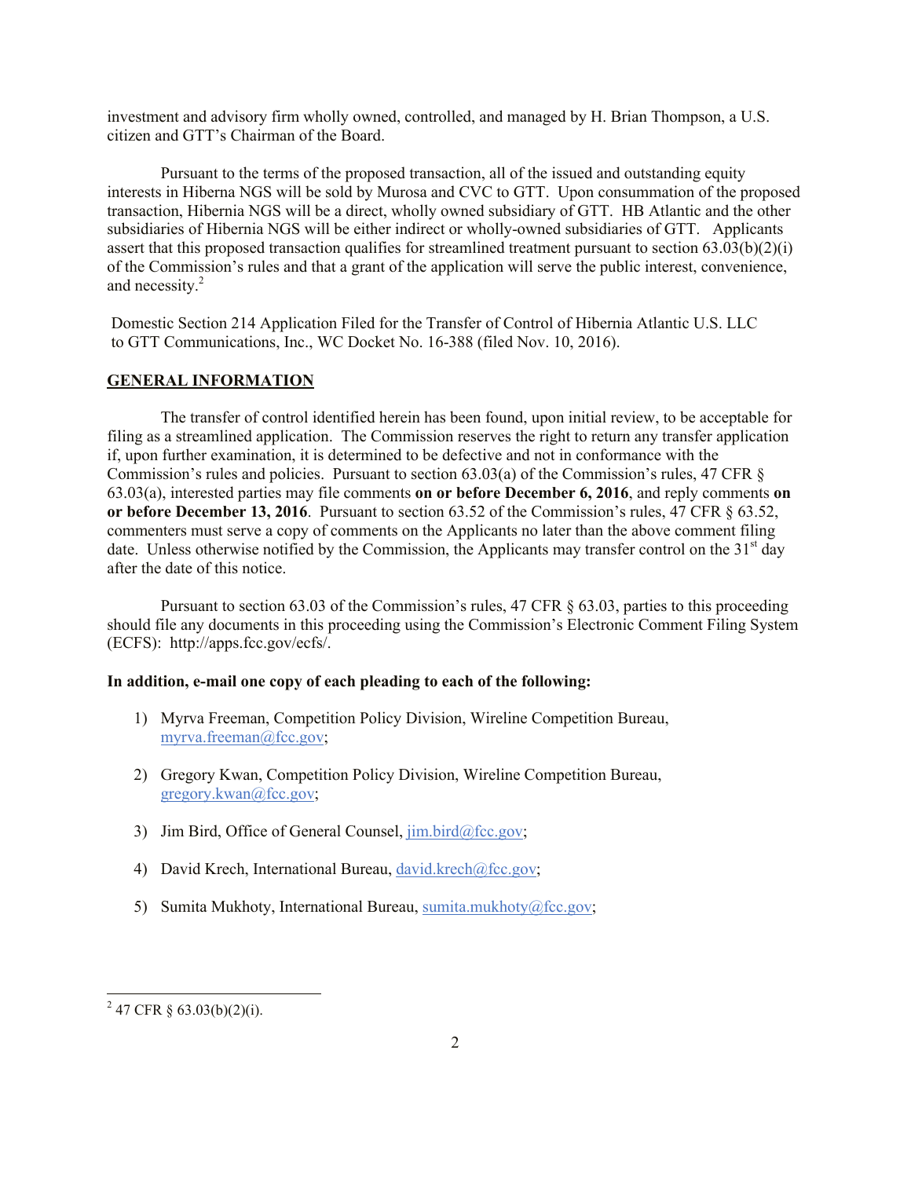investment and advisory firm wholly owned, controlled, and managed by H. Brian Thompson, a U.S. citizen and GTT's Chairman of the Board.

Pursuant to the terms of the proposed transaction, all of the issued and outstanding equity interests in Hiberna NGS will be sold by Murosa and CVC to GTT. Upon consummation of the proposed transaction, Hibernia NGS will be a direct, wholly owned subsidiary of GTT. HB Atlantic and the other subsidiaries of Hibernia NGS will be either indirect or wholly-owned subsidiaries of GTT. Applicants assert that this proposed transaction qualifies for streamlined treatment pursuant to section 63.03(b)(2)(i) of the Commission's rules and that a grant of the application will serve the public interest, convenience, and necessity.[2]

Domestic Section 214 Application Filed for the Transfer of Control of Hibernia Atlantic U.S. LLC to GTT Communications, Inc., WC Docket No. 16-388 (filed Nov. 10, 2016).

## GENERAL INFORMATION

The transfer of control identified herein has been found, upon initial review, to be acceptable for filing as a streamlined application. The Commission reserves the right to return any transfer application if, upon further examination, it is determined to be defective and not in conformance with the Commission's rules and policies. Pursuant to section 63.03(a) of the Commission's rules, 47 CFR § 63.03(a), interested parties may file comments **on or before December 6, 2016**, and reply comments **on or before December 13, 2016**. Pursuant to section 63.52 of the Commission's rules, 47 CFR § 63.52, commenters must serve a copy of comments on the Applicants no later than the above comment filing date. Unless otherwise notified by the Commission, the Applicants may transfer control on the 31st day after the date of this notice.

Pursuant to section 63.03 of the Commission's rules, 47 CFR § 63.03, parties to this proceeding should file any documents in this proceeding using the Commission's Electronic Comment Filing System (ECFS): http://apps.fcc.gov/ecfs/.

**In addition, e-mail one copy of each pleading to each of the following:**

1) Myrva Freeman, Competition Policy Division, Wireline Competition Bureau, myrva.freeman@fcc.gov;

2) Gregory Kwan, Competition Policy Division, Wireline Competition Bureau, gregory.kwan@fcc.gov;

3) Jim Bird, Office of General Counsel, jim.bird@fcc.gov;

4) David Krech, International Bureau, david.krech@fcc.gov;

5) Sumita Mukhoty, International Bureau, sumita.mukhoty@fcc.gov;

---

[2] 47 CFR § 63.03(b)(2)(i).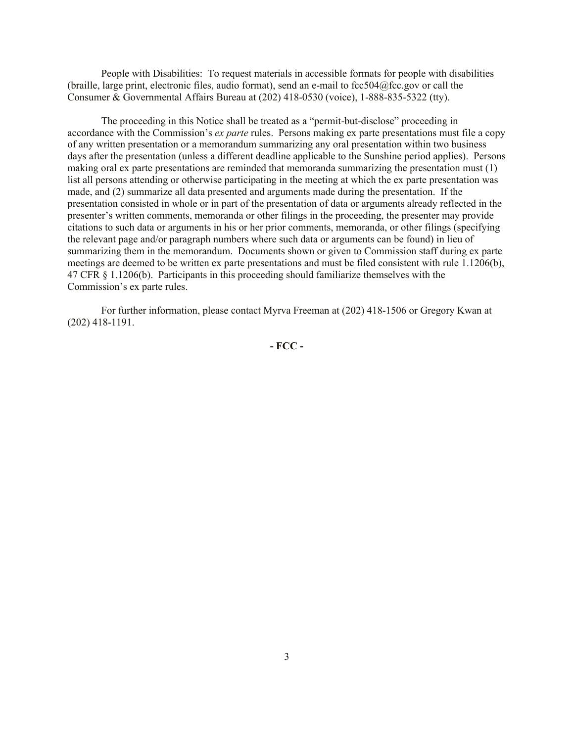People with Disabilities: To request materials in accessible formats for people with disabilities (braille, large print, electronic files, audio format), send an e-mail to fcc504@fcc.gov or call the Consumer & Governmental Affairs Bureau at (202) 418-0530 (voice), 1-888-835-5322 (tty).

The proceeding in this Notice shall be treated as a "permit-but-disclose" proceeding in accordance with the Commission's *ex parte* rules. Persons making ex parte presentations must file a copy of any written presentation or a memorandum summarizing any oral presentation within two business days after the presentation (unless a different deadline applicable to the Sunshine period applies). Persons making oral ex parte presentations are reminded that memoranda summarizing the presentation must (1) list all persons attending or otherwise participating in the meeting at which the ex parte presentation was made, and (2) summarize all data presented and arguments made during the presentation. If the presentation consisted in whole or in part of the presentation of data or arguments already reflected in the presenter's written comments, memoranda or other filings in the proceeding, the presenter may provide citations to such data or arguments in his or her prior comments, memoranda, or other filings (specifying the relevant page and/or paragraph numbers where such data or arguments can be found) in lieu of summarizing them in the memorandum. Documents shown or given to Commission staff during ex parte meetings are deemed to be written ex parte presentations and must be filed consistent with rule 1.1206(b), 47 CFR § 1.1206(b). Participants in this proceeding should familiarize themselves with the Commission's ex parte rules.

For further information, please contact Myrva Freeman at (202) 418-1506 or Gregory Kwan at (202) 418-1191.

**- FCC -**